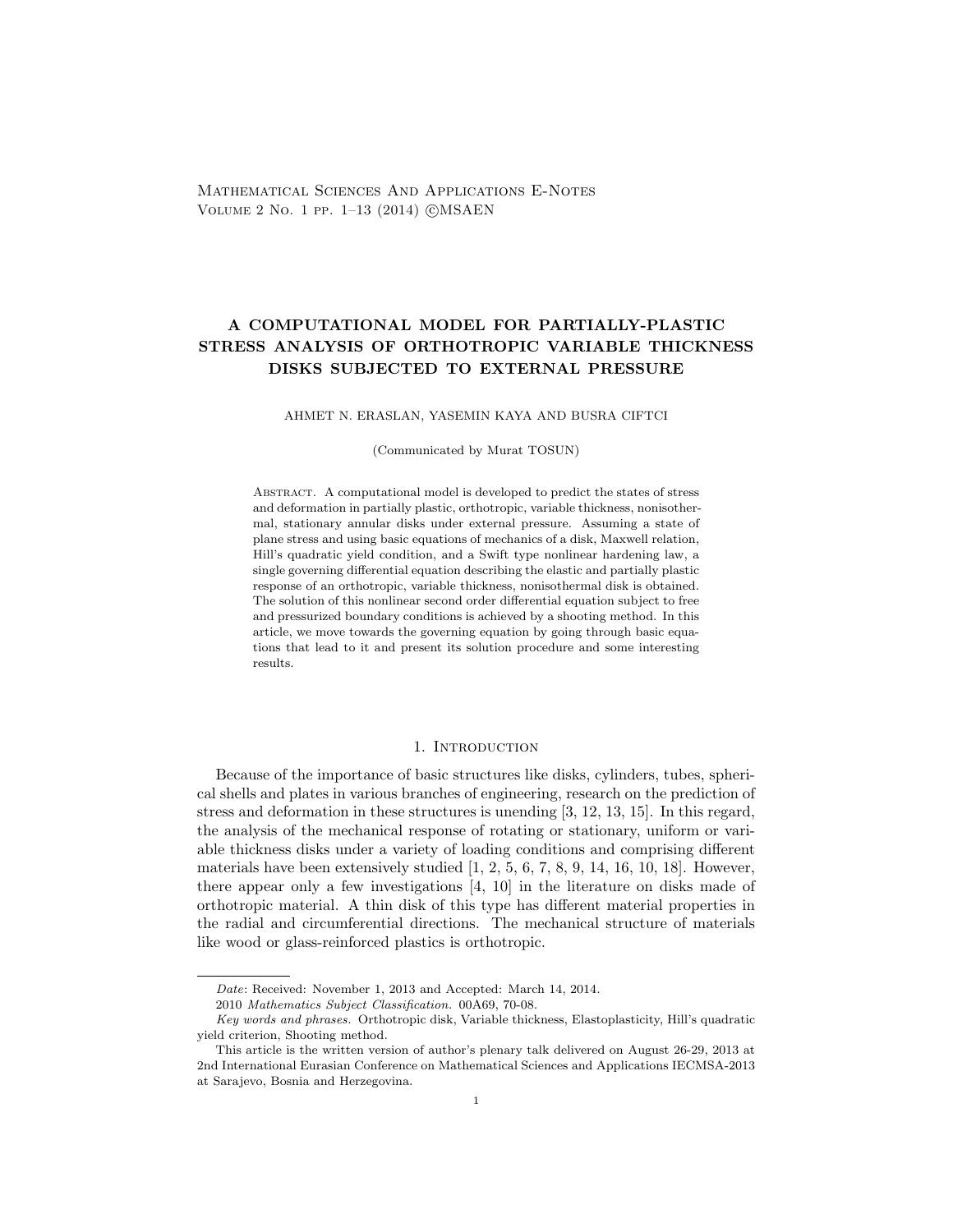# A COMPUTATIONAL MODEL FOR PARTIALLY-PLASTIC STRESS ANALYSIS OF ORTHOTROPIC VARIABLE THICKNESS DISKS SUBJECTED TO EXTERNAL PRESSURE

AHMET N. ERASLAN, YASEMIN KAYA AND BUSRA CIFTCI

(Communicated by Murat TOSUN)

Abstract. A computational model is developed to predict the states of stress and deformation in partially plastic, orthotropic, variable thickness, nonisothermal, stationary annular disks under external pressure. Assuming a state of plane stress and using basic equations of mechanics of a disk, Maxwell relation, Hill's quadratic yield condition, and a Swift type nonlinear hardening law, a single governing differential equation describing the elastic and partially plastic response of an orthotropic, variable thickness, nonisothermal disk is obtained. The solution of this nonlinear second order differential equation subject to free and pressurized boundary conditions is achieved by a shooting method. In this article, we move towards the governing equation by going through basic equations that lead to it and present its solution procedure and some interesting results.

## 1. Introduction

Because of the importance of basic structures like disks, cylinders, tubes, spherical shells and plates in various branches of engineering, research on the prediction of stress and deformation in these structures is unending [3, 12, 13, 15]. In this regard, the analysis of the mechanical response of rotating or stationary, uniform or variable thickness disks under a variety of loading conditions and comprising different materials have been extensively studied [1, 2, 5, 6, 7, 8, 9, 14, 16, 10, 18]. However, there appear only a few investigations [4, 10] in the literature on disks made of orthotropic material. A thin disk of this type has different material properties in the radial and circumferential directions. The mechanical structure of materials like wood or glass-reinforced plastics is orthotropic.

---

*Date*: Received: November 1, 2013 and Accepted: March 14, 2014.

2010 *Mathematics Subject Classification.* 00A69, 70-08.

*Key words and phrases.* Orthotropic disk, Variable thickness, Elastoplasticity, Hill's quadratic yield criterion, Shooting method.

This article is the written version of author's plenary talk delivered on August 26-29, 2013 at 2nd International Eurasian Conference on Mathematical Sciences and Applications IECMSA-2013 at Sarajevo, Bosnia and Herzegovina.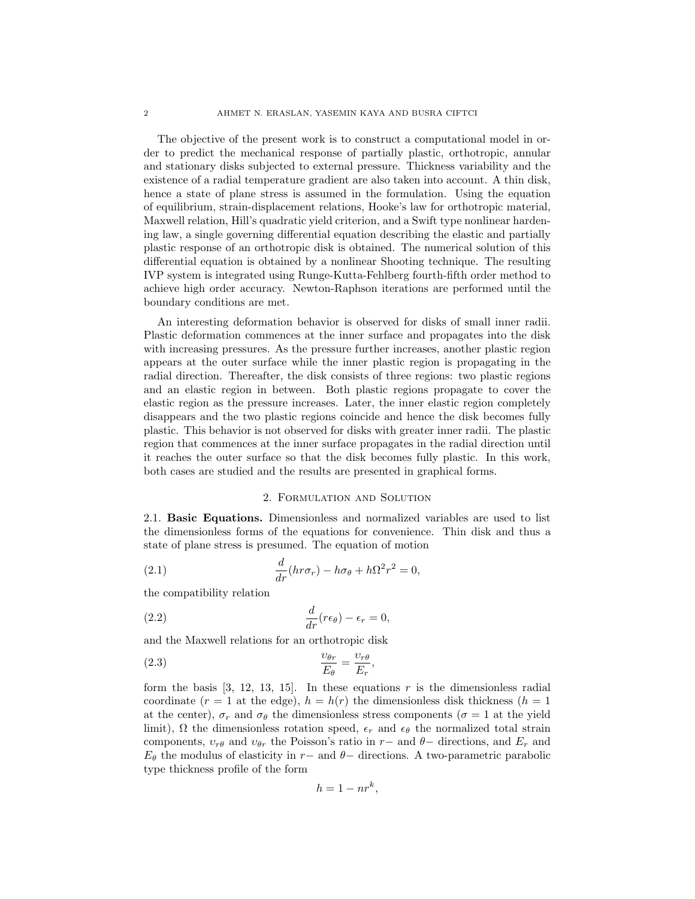The objective of the present work is to construct a computational model in order to predict the mechanical response of partially plastic, orthotropic, annular and stationary disks subjected to external pressure. Thickness variability and the existence of a radial temperature gradient are also taken into account. A thin disk, hence a state of plane stress is assumed in the formulation. Using the equation of equilibrium, strain-displacement relations, Hooke's law for orthotropic material, Maxwell relation, Hill's quadratic yield criterion, and a Swift type nonlinear hardening law, a single governing differential equation describing the elastic and partially plastic response of an orthotropic disk is obtained. The numerical solution of this differential equation is obtained by a nonlinear Shooting technique. The resulting IVP system is integrated using Runge-Kutta-Fehlberg fourth-fifth order method to achieve high order accuracy. Newton-Raphson iterations are performed until the boundary conditions are met.

An interesting deformation behavior is observed for disks of small inner radii. Plastic deformation commences at the inner surface and propagates into the disk with increasing pressures. As the pressure further increases, another plastic region appears at the outer surface while the inner plastic region is propagating in the radial direction. Thereafter, the disk consists of three regions: two plastic regions and an elastic region in between. Both plastic regions propagate to cover the elastic region as the pressure increases. Later, the inner elastic region completely disappears and the two plastic regions coincide and hence the disk becomes fully plastic. This behavior is not observed for disks with greater inner radii. The plastic region that commences at the inner surface propagates in the radial direction until it reaches the outer surface so that the disk becomes fully plastic. In this work, both cases are studied and the results are presented in graphical forms.

## 2. Formulation and Solution

2.1. **Basic Equations.** Dimensionless and normalized variables are used to list the dimensionless forms of the equations for convenience. Thin disk and thus a state of plane stress is presumed. The equation of motion

$$\frac{d}{dr}(hr\sigma_r) - h\sigma_\theta + h\Omega^2 r^2 = 0, \tag{2.1}$$

the compatibility relation

$$\frac{d}{dr}(r\epsilon_\theta) - \epsilon_r = 0, \tag{2.2}$$

and the Maxwell relations for an orthotropic disk

$$\frac{\upsilon_{\theta r}}{E_\theta} = \frac{\upsilon_{r\theta}}{E_r}, \tag{2.3}$$

form the basis [3, 12, 13, 15]. In these equations $r$ is the dimensionless radial coordinate ($r = 1$ at the edge), $h = h(r)$ the dimensionless disk thickness ($h = 1$ at the center), $\sigma_r$ and $\sigma_\theta$ the dimensionless stress components ($\sigma = 1$ at the yield limit), $\Omega$ the dimensionless rotation speed, $\epsilon_r$ and $\epsilon_\theta$ the normalized total strain components, $\upsilon_{r\theta}$ and $\upsilon_{\theta r}$ the Poisson's ratio in $r-$ and $\theta-$ directions, and $E_r$ and $E_\theta$ the modulus of elasticity in $r-$ and $\theta-$ directions. A two-parametric parabolic type thickness profile of the form

$$h = 1 - nr^k,$$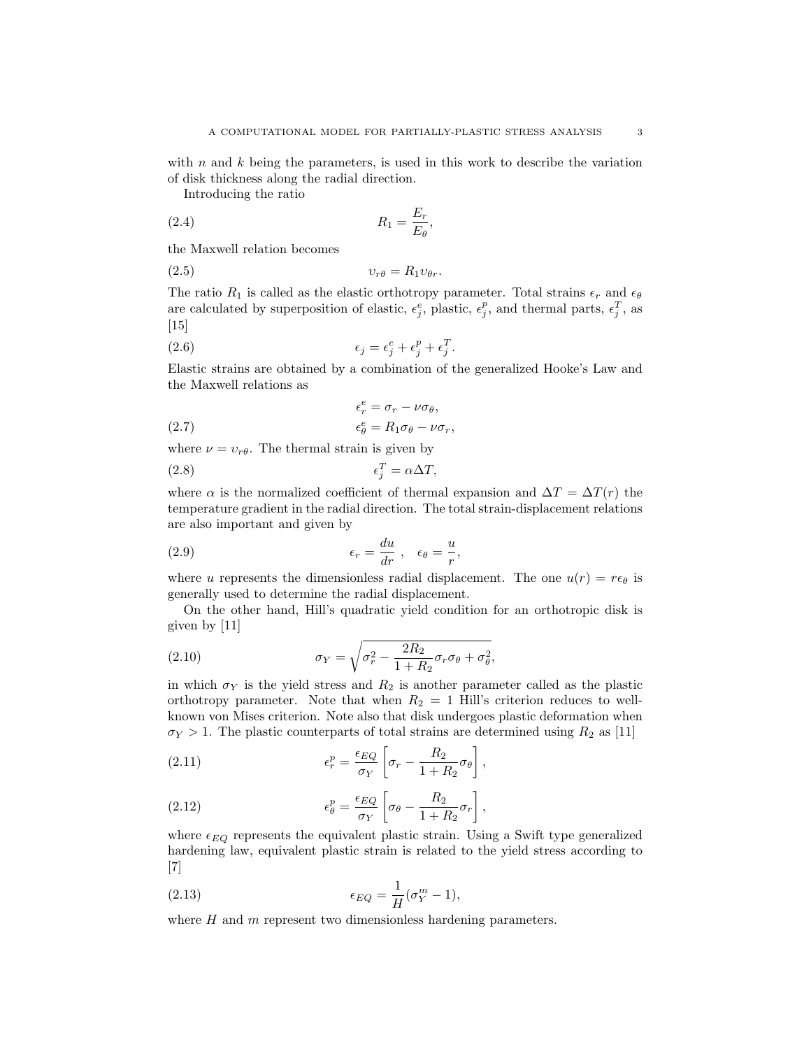with $n$ and $k$ being the parameters, is used in this work to describe the variation of disk thickness along the radial direction.

Introducing the ratio

$$R_1 = \frac{E_r}{E_\theta}, \tag{2.4}$$

the Maxwell relation becomes

$$\upsilon_{r\theta} = R_1 \upsilon_{\theta r}. \tag{2.5}$$

The ratio $R_1$ is called as the elastic orthotropy parameter. Total strains $\epsilon_r$ and $\epsilon_\theta$ are calculated by superposition of elastic, $\epsilon_j^e$, plastic, $\epsilon_j^p$, and thermal parts, $\epsilon_j^T$, as [15]

$$\epsilon_j = \epsilon_j^e + \epsilon_j^p + \epsilon_j^T. \tag{2.6}$$

Elastic strains are obtained by a combination of the generalized Hooke's Law and the Maxwell relations as

$$\begin{aligned} \epsilon_r^e &= \sigma_r - \nu\sigma_\theta, \\ \epsilon_\theta^e &= R_1\sigma_\theta - \nu\sigma_r, \end{aligned} \tag{2.7}$$

where $\nu = \upsilon_{r\theta}$. The thermal strain is given by

$$\epsilon_j^T = \alpha\Delta T, \tag{2.8}$$

where $\alpha$ is the normalized coefficient of thermal expansion and $\Delta T = \Delta T(r)$ the temperature gradient in the radial direction. The total strain-displacement relations are also important and given by

$$\epsilon_r = \frac{du}{dr}\ , \quad \epsilon_\theta = \frac{u}{r}, \tag{2.9}$$

where $u$ represents the dimensionless radial displacement. The one $u(r) = r\epsilon_\theta$ is generally used to determine the radial displacement.

On the other hand, Hill's quadratic yield condition for an orthotropic disk is given by [11]

$$\sigma_Y = \sqrt{\sigma_r^2 - \frac{2R_2}{1+R_2}\sigma_r\sigma_\theta + \sigma_\theta^2}, \tag{2.10}$$

in which $\sigma_Y$ is the yield stress and $R_2$ is another parameter called as the plastic orthotropy parameter. Note that when $R_2 = 1$ Hill's criterion reduces to well-known von Mises criterion. Note also that disk undergoes plastic deformation when $\sigma_Y > 1$. The plastic counterparts of total strains are determined using $R_2$ as [11]

$$\epsilon_r^p = \frac{\epsilon_{EQ}}{\sigma_Y}\left[\sigma_r - \frac{R_2}{1+R_2}\sigma_\theta\right], \tag{2.11}$$

$$\epsilon_\theta^p = \frac{\epsilon_{EQ}}{\sigma_Y}\left[\sigma_\theta - \frac{R_2}{1+R_2}\sigma_r\right], \tag{2.12}$$

where $\epsilon_{EQ}$ represents the equivalent plastic strain. Using a Swift type generalized hardening law, equivalent plastic strain is related to the yield stress according to [7]

$$\epsilon_{EQ} = \frac{1}{H}(\sigma_Y^m - 1), \tag{2.13}$$

where $H$ and $m$ represent two dimensionless hardening parameters.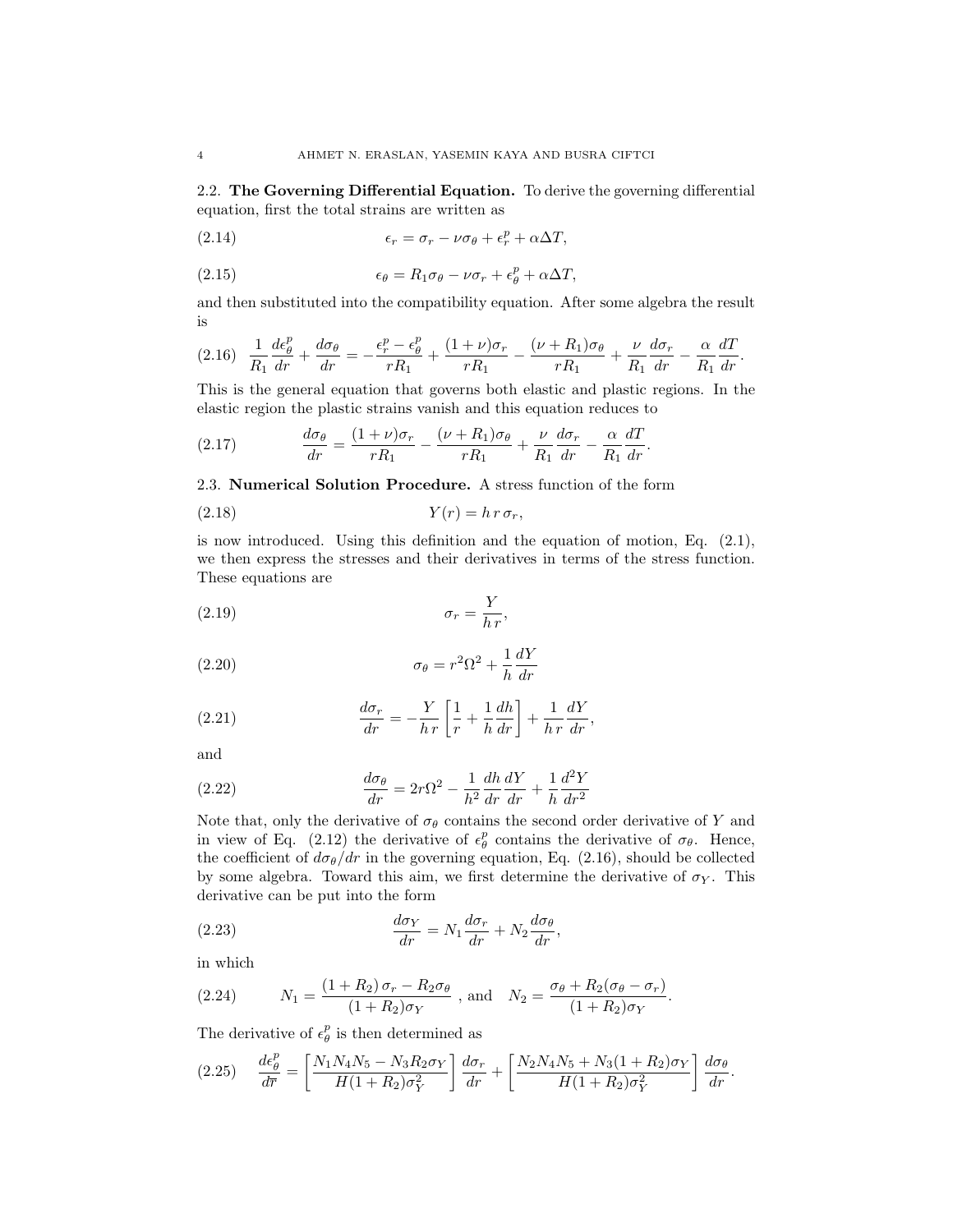2.2. **The Governing Differential Equation.** To derive the governing differential equation, first the total strains are written as

$$\epsilon_r = \sigma_r - \nu\sigma_\theta + \epsilon_r^p + \alpha\Delta T, \tag{2.14}$$

$$\epsilon_\theta = R_1\sigma_\theta - \nu\sigma_r + \epsilon_\theta^p + \alpha\Delta T, \tag{2.15}$$

and then substituted into the compatibility equation. After some algebra the result is

$$\frac{1}{R_1}\frac{d\epsilon_\theta^p}{dr} + \frac{d\sigma_\theta}{dr} = -\frac{\epsilon_r^p - \epsilon_\theta^p}{rR_1} + \frac{(1+\nu)\sigma_r}{rR_1} - \frac{(\nu+R_1)\sigma_\theta}{rR_1} + \frac{\nu}{R_1}\frac{d\sigma_r}{dr} - \frac{\alpha}{R_1}\frac{dT}{dr}. \tag{2.16}$$

This is the general equation that governs both elastic and plastic regions. In the elastic region the plastic strains vanish and this equation reduces to

$$\frac{d\sigma_\theta}{dr} = \frac{(1+\nu)\sigma_r}{rR_1} - \frac{(\nu+R_1)\sigma_\theta}{rR_1} + \frac{\nu}{R_1}\frac{d\sigma_r}{dr} - \frac{\alpha}{R_1}\frac{dT}{dr}. \tag{2.17}$$

2.3. **Numerical Solution Procedure.** A stress function of the form

$$Y(r) = h\,r\,\sigma_r, \tag{2.18}$$

is now introduced. Using this definition and the equation of motion, Eq. (2.1), we then express the stresses and their derivatives in terms of the stress function. These equations are

$$\sigma_r = \frac{Y}{h\,r}, \tag{2.19}$$

$$\sigma_\theta = r^2\Omega^2 + \frac{1}{h}\frac{dY}{dr} \tag{2.20}$$

$$\frac{d\sigma_r}{dr} = -\frac{Y}{h\,r}\left[\frac{1}{r} + \frac{1}{h}\frac{dh}{dr}\right] + \frac{1}{h\,r}\frac{dY}{dr}, \tag{2.21}$$

and

$$\frac{d\sigma_\theta}{dr} = 2r\Omega^2 - \frac{1}{h^2}\frac{dh}{dr}\frac{dY}{dr} + \frac{1}{h}\frac{d^2Y}{dr^2} \tag{2.22}$$

Note that, only the derivative of $\sigma_\theta$ contains the second order derivative of $Y$ and in view of Eq. (2.12) the derivative of $\epsilon_\theta^p$ contains the derivative of $\sigma_\theta$. Hence, the coefficient of $d\sigma_\theta/dr$ in the governing equation, Eq. (2.16), should be collected by some algebra. Toward this aim, we first determine the derivative of $\sigma_Y$. This derivative can be put into the form

$$\frac{d\sigma_Y}{dr} = N_1\frac{d\sigma_r}{dr} + N_2\frac{d\sigma_\theta}{dr}, \tag{2.23}$$

in which

$$N_1 = \frac{(1+R_2)\,\sigma_r - R_2\sigma_\theta}{(1+R_2)\sigma_Y}\ \text{, and}\quad N_2 = \frac{\sigma_\theta + R_2(\sigma_\theta - \sigma_r)}{(1+R_2)\sigma_Y}. \tag{2.24}$$

The derivative of $\epsilon_\theta^p$ is then determined as

$$\frac{d\epsilon_\theta^p}{d\overline{r}} = \left[\frac{N_1N_4N_5 - N_3R_2\sigma_Y}{H(1+R_2)\sigma_Y^2}\right]\frac{d\sigma_r}{dr} + \left[\frac{N_2N_4N_5 + N_3(1+R_2)\sigma_Y}{H(1+R_2)\sigma_Y^2}\right]\frac{d\sigma_\theta}{dr}. \tag{2.25}$$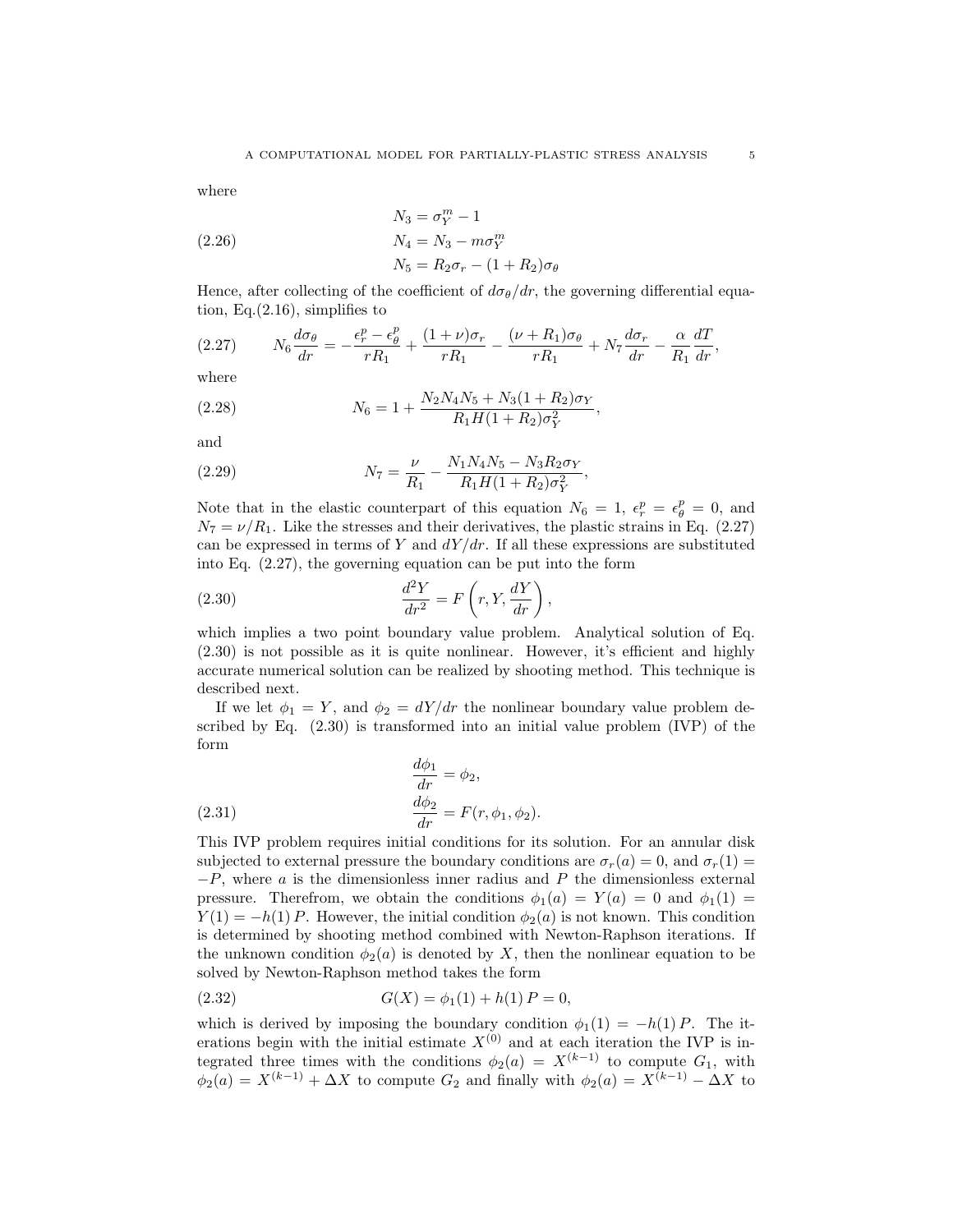where

$$
\begin{aligned}
N_3 &= \sigma_Y^m - 1 \\
N_4 &= N_3 - m\sigma_Y^m \\
N_5 &= R_2\sigma_r - (1+R_2)\sigma_\theta
\end{aligned}
\tag{2.26}
$$

Hence, after collecting of the coefficient of $d\sigma_\theta/dr$, the governing differential equation, Eq.(2.16), simplifies to

$$
N_6 \frac{d\sigma_\theta}{dr} = -\frac{\epsilon_r^p - \epsilon_\theta^p}{rR_1} + \frac{(1+\nu)\sigma_r}{rR_1} - \frac{(\nu + R_1)\sigma_\theta}{rR_1} + N_7 \frac{d\sigma_r}{dr} - \frac{\alpha}{R_1}\frac{dT}{dr},
\tag{2.27}
$$

where

$$
N_6 = 1 + \frac{N_2 N_4 N_5 + N_3(1+R_2)\sigma_Y}{R_1 H (1+R_2)\sigma_Y^2},
\tag{2.28}
$$

and

$$
N_7 = \frac{\nu}{R_1} - \frac{N_1 N_4 N_5 - N_3 R_2 \sigma_Y}{R_1 H (1+R_2)\sigma_Y^2},
\tag{2.29}
$$

Note that in the elastic counterpart of this equation $N_6 = 1$, $\epsilon_r^p = \epsilon_\theta^p = 0$, and $N_7 = \nu/R_1$. Like the stresses and their derivatives, the plastic strains in Eq. (2.27) can be expressed in terms of $Y$ and $dY/dr$. If all these expressions are substituted into Eq. (2.27), the governing equation can be put into the form

$$
\frac{d^2 Y}{dr^2} = F\left(r, Y, \frac{dY}{dr}\right),
\tag{2.30}
$$

which implies a two point boundary value problem. Analytical solution of Eq. (2.30) is not possible as it is quite nonlinear. However, it's efficient and highly accurate numerical solution can be realized by shooting method. This technique is described next.

If we let $\phi_1 = Y$, and $\phi_2 = dY/dr$ the nonlinear boundary value problem described by Eq. (2.30) is transformed into an initial value problem (IVP) of the form

$$
\begin{aligned}
\frac{d\phi_1}{dr} &= \phi_2, \\
\frac{d\phi_2}{dr} &= F(r, \phi_1, \phi_2).
\end{aligned}
\tag{2.31}
$$

This IVP problem requires initial conditions for its solution. For an annular disk subjected to external pressure the boundary conditions are $\sigma_r(a) = 0$, and $\sigma_r(1) = -P$, where $a$ is the dimensionless inner radius and $P$ the dimensionless external pressure. Therefrom, we obtain the conditions $\phi_1(a) = Y(a) = 0$ and $\phi_1(1) = Y(1) = -h(1)\,P$. However, the initial condition $\phi_2(a)$ is not known. This condition is determined by shooting method combined with Newton-Raphson iterations. If the unknown condition $\phi_2(a)$ is denoted by $X$, then the nonlinear equation to be solved by Newton-Raphson method takes the form

$$
G(X) = \phi_1(1) + h(1)\,P = 0,
\tag{2.32}
$$

which is derived by imposing the boundary condition $\phi_1(1) = -h(1)\,P$. The iterations begin with the initial estimate $X^{(0)}$ and at each iteration the IVP is integrated three times with the conditions $\phi_2(a) = X^{(k-1)}$ to compute $G_1$, with $\phi_2(a) = X^{(k-1)} + \Delta X$ to compute $G_2$ and finally with $\phi_2(a) = X^{(k-1)} - \Delta X$ to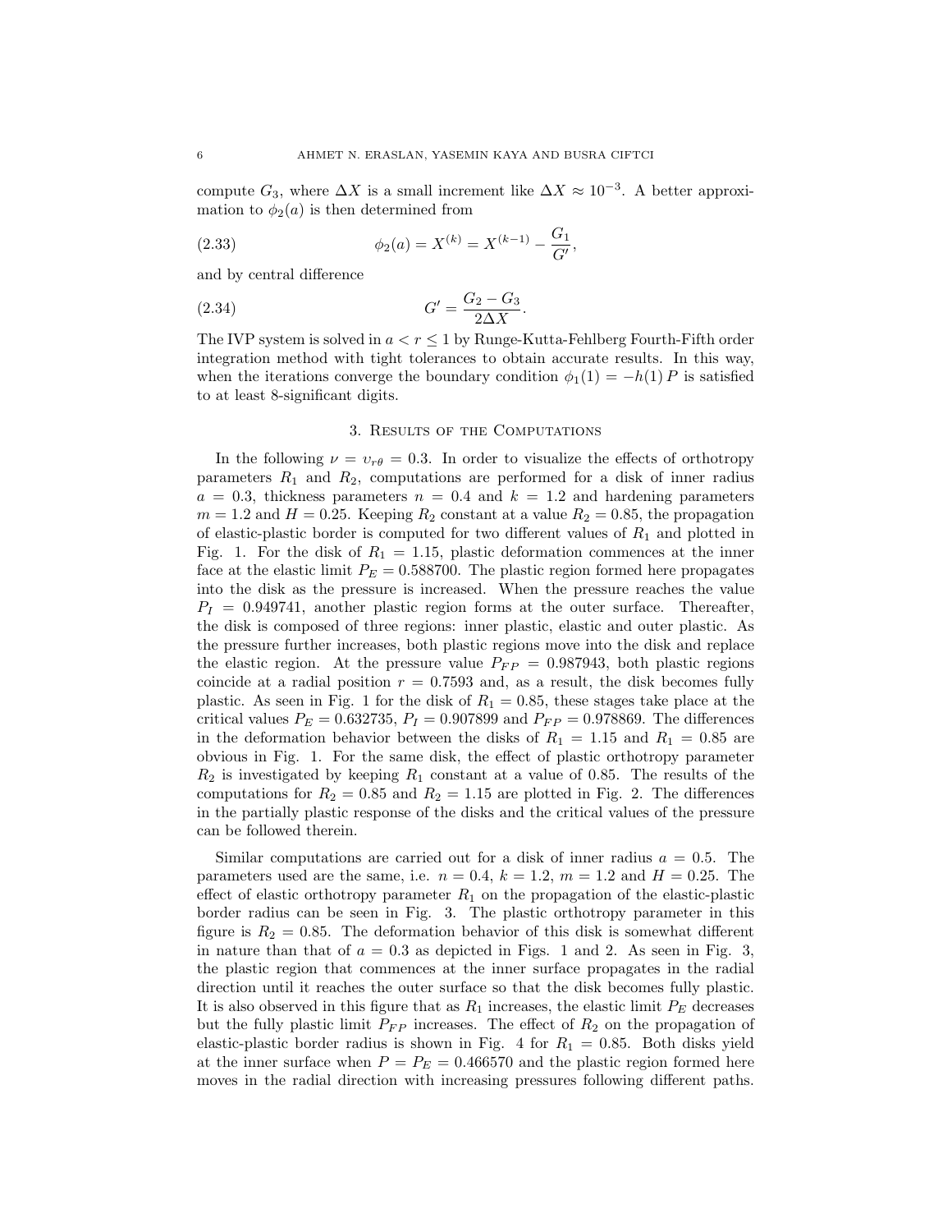compute $G_3$, where $\Delta X$ is a small increment like $\Delta X \approx 10^{-3}$. A better approximation to $\phi_2(a)$ is then determined from

$$\phi_2(a) = X^{(k)} = X^{(k-1)} - \frac{G_1}{G'}, \tag{2.33}$$

and by central difference

$$G' = \frac{G_2 - G_3}{2\Delta X}. \tag{2.34}$$

The IVP system is solved in $a < r \leq 1$ by Runge-Kutta-Fehlberg Fourth-Fifth order integration method with tight tolerances to obtain accurate results. In this way, when the iterations converge the boundary condition $\phi_1(1) = -h(1)\, P$ is satisfied to at least 8-significant digits.

## 3. Results of the Computations

In the following $\nu = \upsilon_{r\theta} = 0.3$. In order to visualize the effects of orthotropy parameters $R_1$ and $R_2$, computations are performed for a disk of inner radius $a = 0.3$, thickness parameters $n = 0.4$ and $k = 1.2$ and hardening parameters $m = 1.2$ and $H = 0.25$. Keeping $R_2$ constant at a value $R_2 = 0.85$, the propagation of elastic-plastic border is computed for two different values of $R_1$ and plotted in Fig. 1. For the disk of $R_1 = 1.15$, plastic deformation commences at the inner face at the elastic limit $P_E = 0.588700$. The plastic region formed here propagates into the disk as the pressure is increased. When the pressure reaches the value $P_I = 0.949741$, another plastic region forms at the outer surface. Thereafter, the disk is composed of three regions: inner plastic, elastic and outer plastic. As the pressure further increases, both plastic regions move into the disk and replace the elastic region. At the pressure value $P_{FP} = 0.987943$, both plastic regions coincide at a radial position $r = 0.7593$ and, as a result, the disk becomes fully plastic. As seen in Fig. 1 for the disk of $R_1 = 0.85$, these stages take place at the critical values $P_E = 0.632735$, $P_I = 0.907899$ and $P_{FP} = 0.978869$. The differences in the deformation behavior between the disks of $R_1 = 1.15$ and $R_1 = 0.85$ are obvious in Fig. 1. For the same disk, the effect of plastic orthotropy parameter $R_2$ is investigated by keeping $R_1$ constant at a value of 0.85. The results of the computations for $R_2 = 0.85$ and $R_2 = 1.15$ are plotted in Fig. 2. The differences in the partially plastic response of the disks and the critical values of the pressure can be followed therein.

Similar computations are carried out for a disk of inner radius $a = 0.5$. The parameters used are the same, i.e. $n = 0.4$, $k = 1.2$, $m = 1.2$ and $H = 0.25$. The effect of elastic orthotropy parameter $R_1$ on the propagation of the elastic-plastic border radius can be seen in Fig. 3. The plastic orthotropy parameter in this figure is $R_2 = 0.85$. The deformation behavior of this disk is somewhat different in nature than that of $a = 0.3$ as depicted in Figs. 1 and 2. As seen in Fig. 3, the plastic region that commences at the inner surface propagates in the radial direction until it reaches the outer surface so that the disk becomes fully plastic. It is also observed in this figure that as $R_1$ increases, the elastic limit $P_E$ decreases but the fully plastic limit $P_{FP}$ increases. The effect of $R_2$ on the propagation of elastic-plastic border radius is shown in Fig. 4 for $R_1 = 0.85$. Both disks yield at the inner surface when $P = P_E = 0.466570$ and the plastic region formed here moves in the radial direction with increasing pressures following different paths.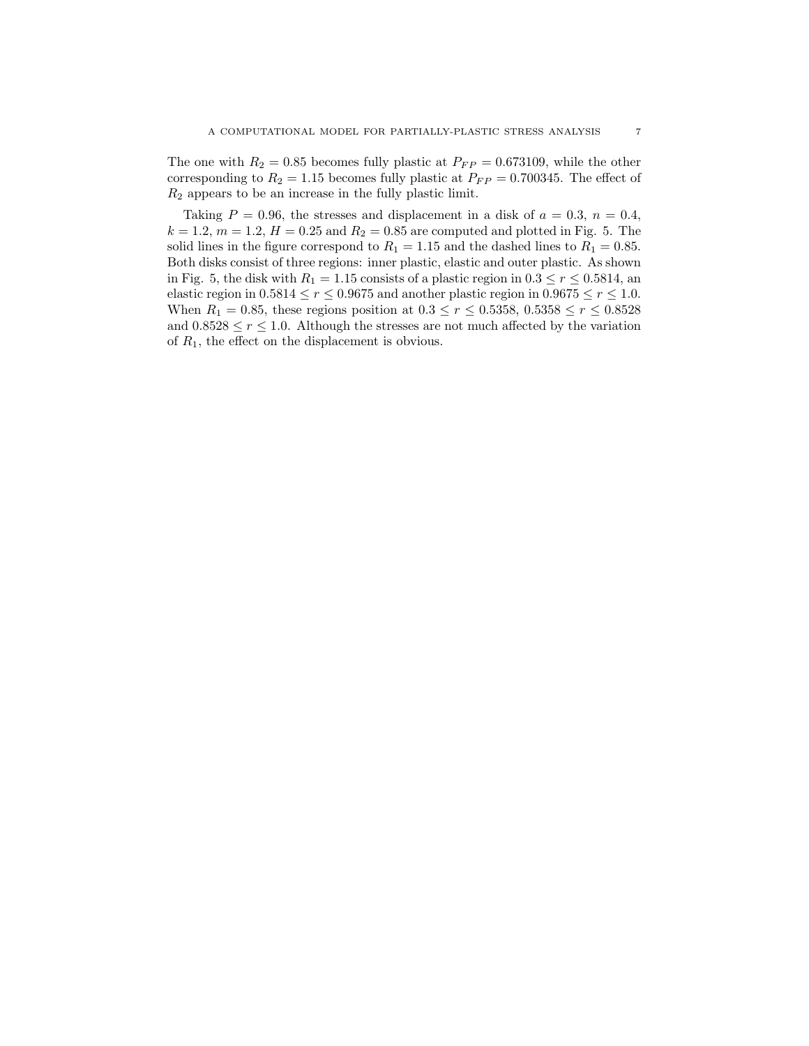The one with $R_2 = 0.85$ becomes fully plastic at $P_{FP} = 0.673109$, while the other corresponding to $R_2 = 1.15$ becomes fully plastic at $P_{FP} = 0.700345$. The effect of $R_2$ appears to be an increase in the fully plastic limit.

Taking $P = 0.96$, the stresses and displacement in a disk of $a = 0.3$, $n = 0.4$, $k = 1.2$, $m = 1.2$, $H = 0.25$ and $R_2 = 0.85$ are computed and plotted in Fig. 5. The solid lines in the figure correspond to $R_1 = 1.15$ and the dashed lines to $R_1 = 0.85$. Both disks consist of three regions: inner plastic, elastic and outer plastic. As shown in Fig. 5, the disk with $R_1 = 1.15$ consists of a plastic region in $0.3 \leq r \leq 0.5814$, an elastic region in $0.5814 \leq r \leq 0.9675$ and another plastic region in $0.9675 \leq r \leq 1.0$. When $R_1 = 0.85$, these regions position at $0.3 \leq r \leq 0.5358$, $0.5358 \leq r \leq 0.8528$ and $0.8528 \leq r \leq 1.0$. Although the stresses are not much affected by the variation of $R_1$, the effect on the displacement is obvious.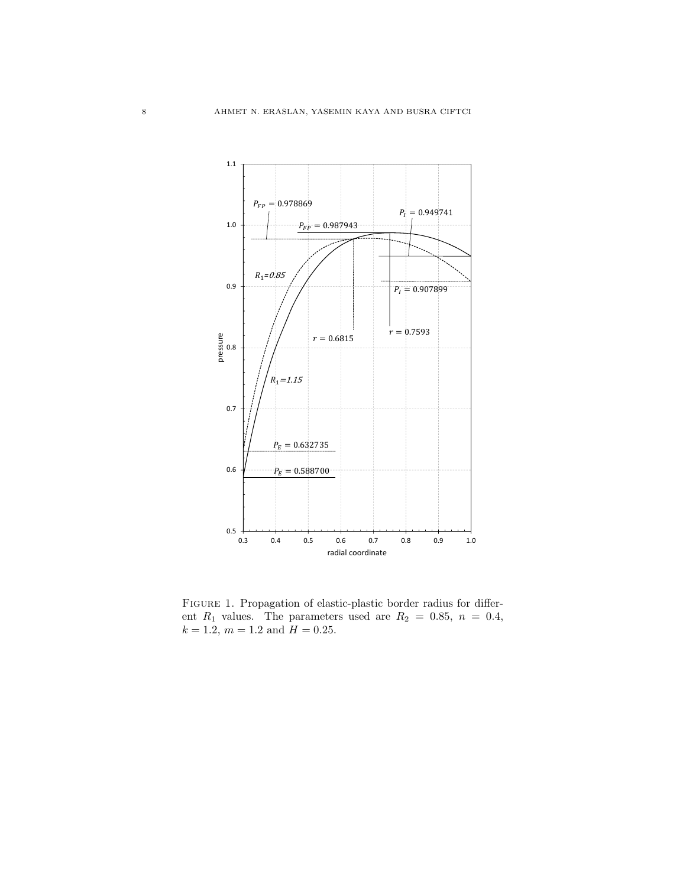Figure 1. Propagation of elastic-plastic border radius for different $R_1$ values. The parameters used are $R_2 = 0.85$, $n = 0.4$, $k = 1.2$, $m = 1.2$ and $H = 0.25$.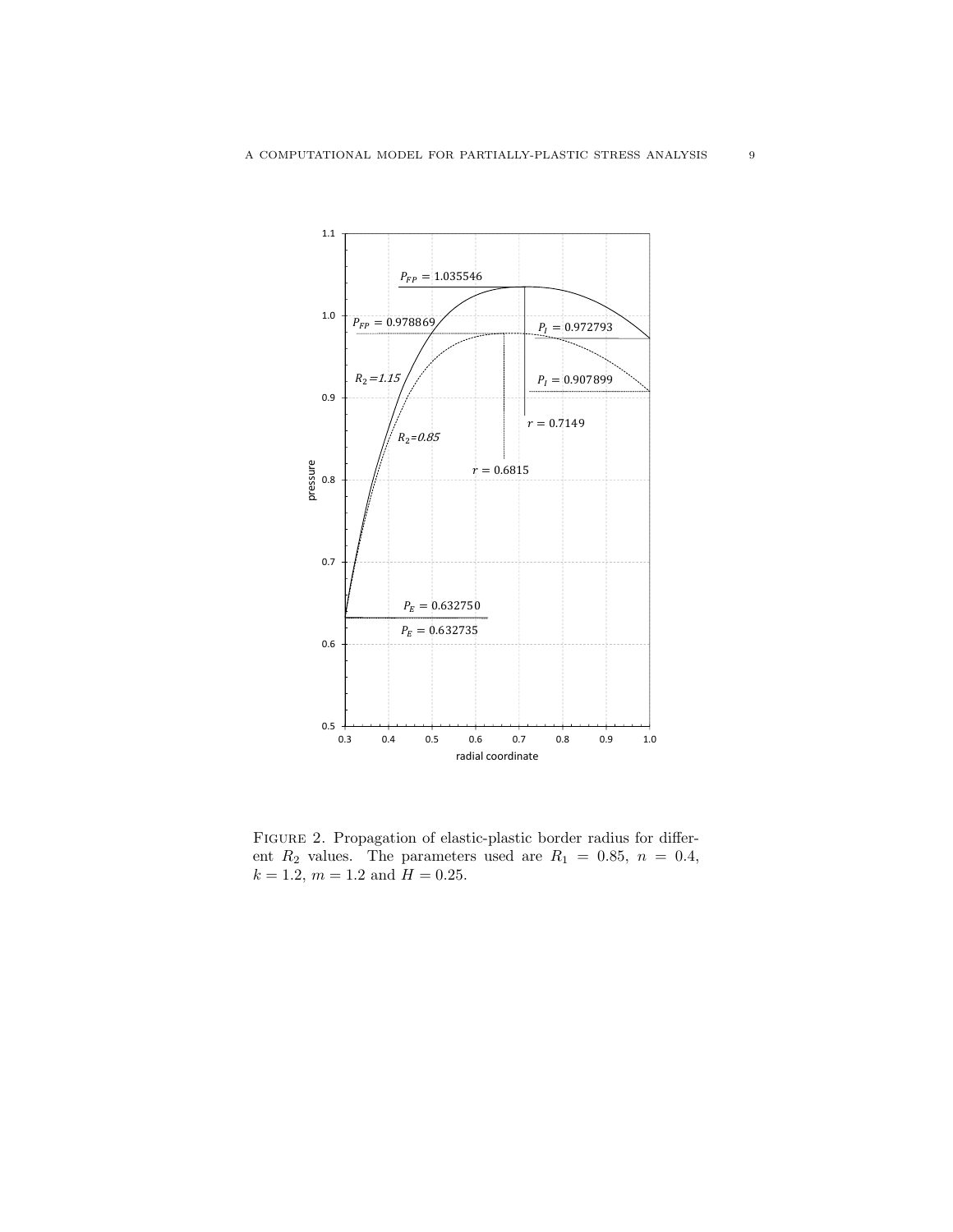Figure 2. Propagation of elastic-plastic border radius for different $R_2$ values. The parameters used are $R_1 = 0.85$, $n = 0.4$, $k = 1.2$, $m = 1.2$ and $H = 0.25$.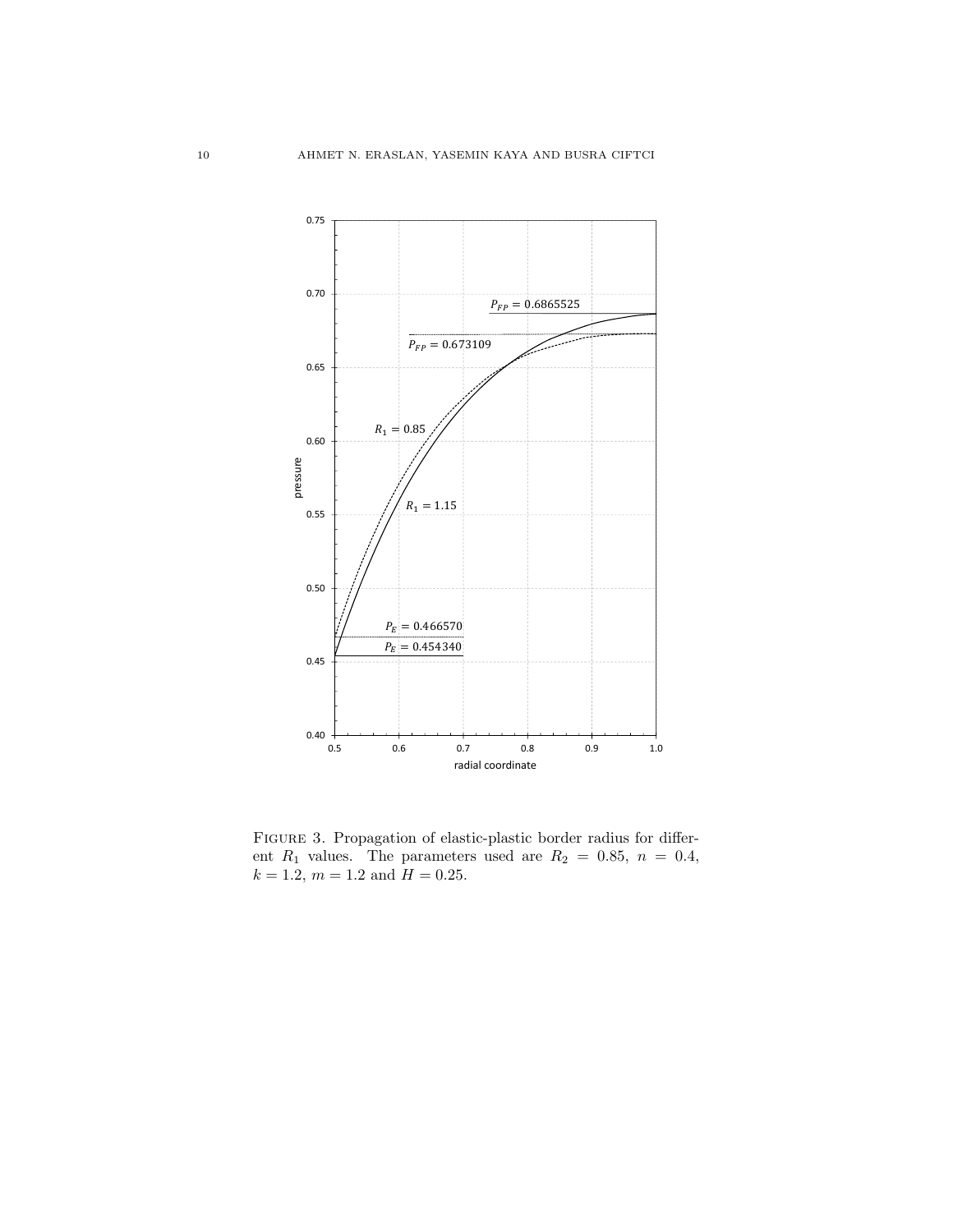Figure 3. Propagation of elastic-plastic border radius for different $R_1$ values. The parameters used are $R_2 = 0.85$, $n = 0.4$, $k = 1.2$, $m = 1.2$ and $H = 0.25$.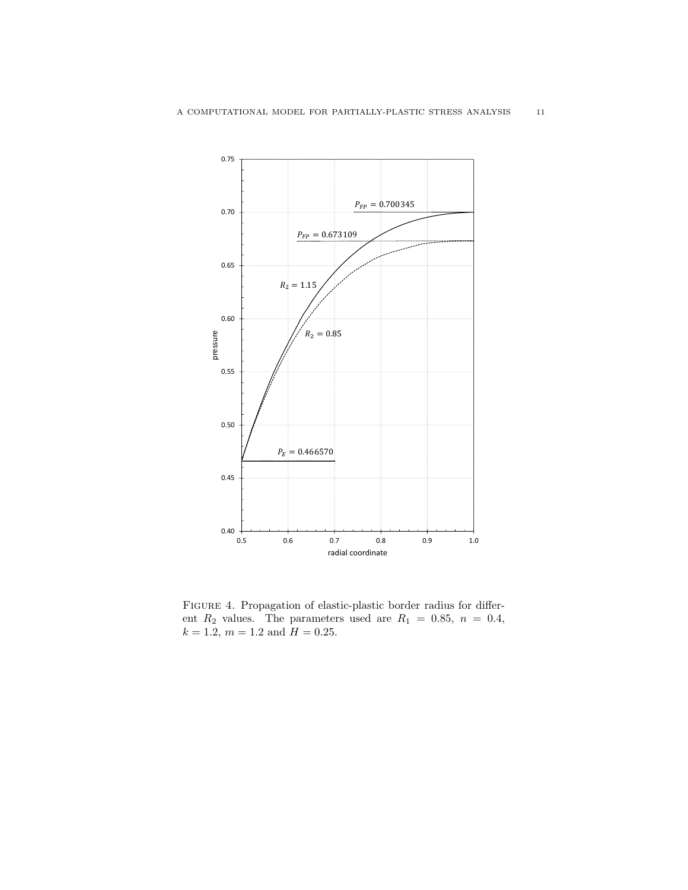Figure 4. Propagation of elastic-plastic border radius for different $R_2$ values. The parameters used are $R_1 = 0.85$, $n = 0.4$, $k = 1.2$, $m = 1.2$ and $H = 0.25$.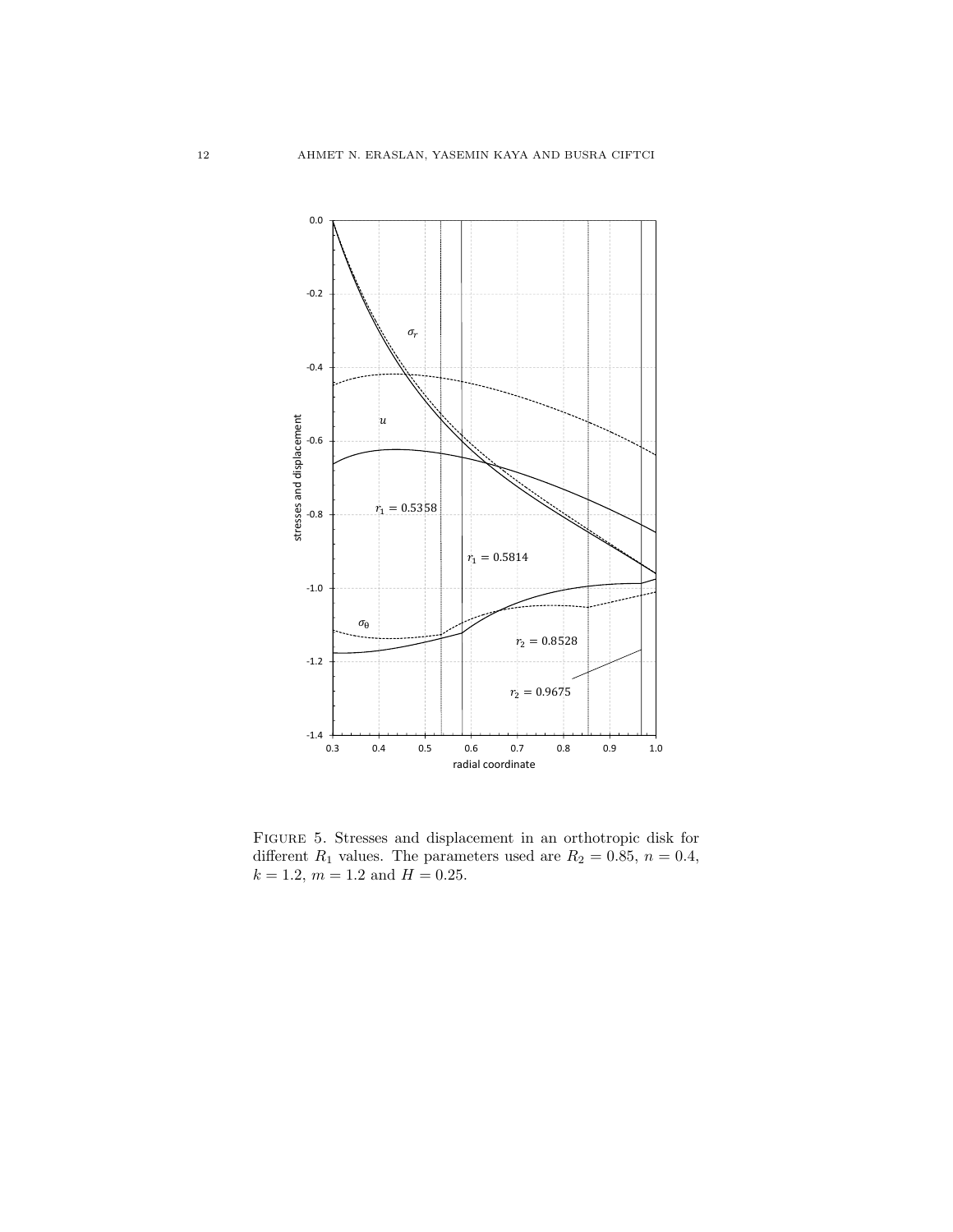Figure 5. Stresses and displacement in an orthotropic disk for different $R_1$ values. The parameters used are $R_2 = 0.85$, $n = 0.4$, $k = 1.2$, $m = 1.2$ and $H = 0.25$.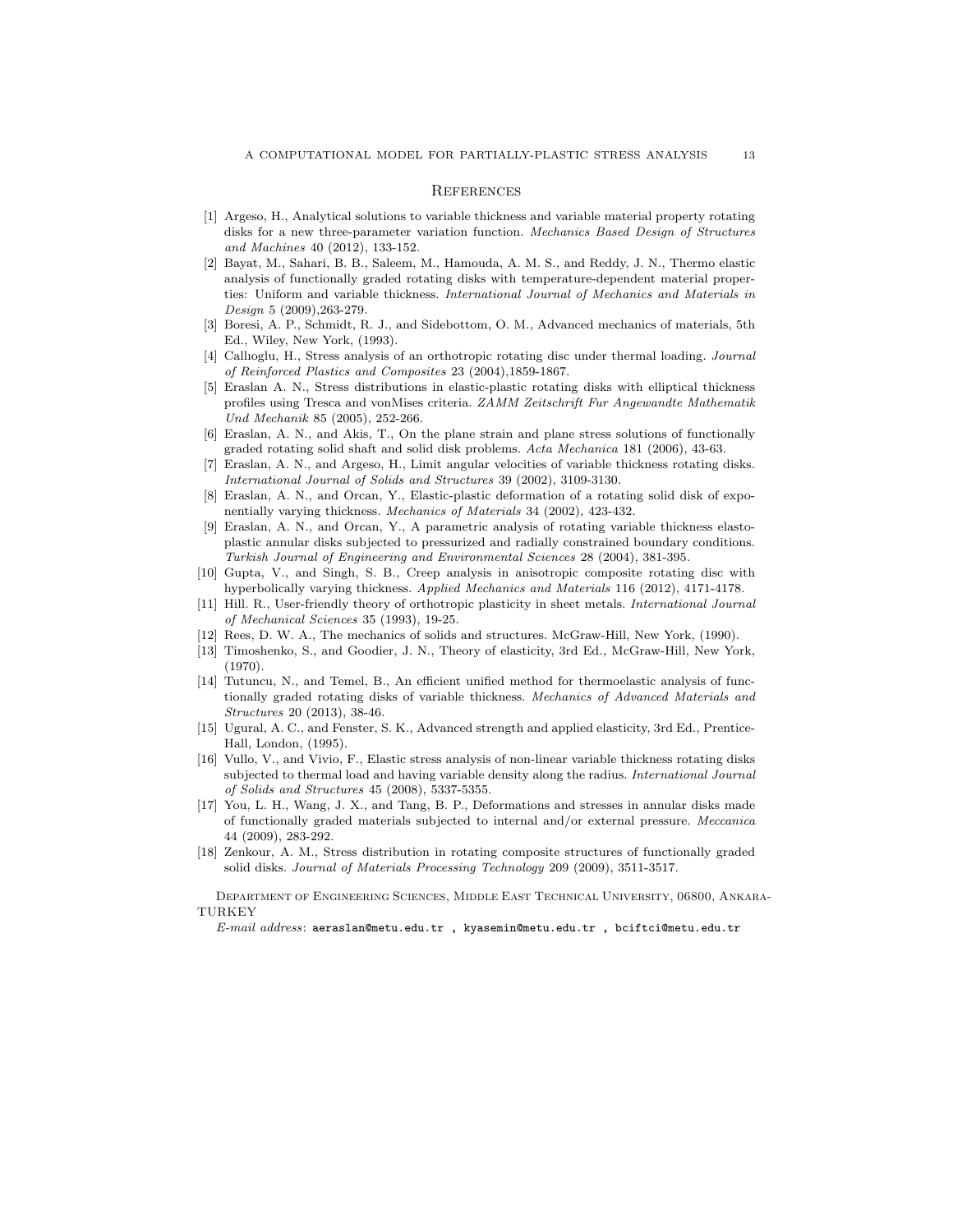## References

[1] Argeso, H., Analytical solutions to variable thickness and variable material property rotating disks for a new three-parameter variation function. *Mechanics Based Design of Structures and Machines* 40 (2012), 133-152.

[2] Bayat, M., Sahari, B. B., Saleem, M., Hamouda, A. M. S., and Reddy, J. N., Thermo elastic analysis of functionally graded rotating disks with temperature-dependent material properties: Uniform and variable thickness. *International Journal of Mechanics and Materials in Design* 5 (2009),263-279.

[3] Boresi, A. P., Schmidt, R. J., and Sidebottom, O. M., Advanced mechanics of materials, 5th Ed., Wiley, New York, (1993).

[4] Callıoglu, H., Stress analysis of an orthotropic rotating disc under thermal loading. *Journal of Reinforced Plastics and Composites* 23 (2004),1859-1867.

[5] Eraslan A. N., Stress distributions in elastic-plastic rotating disks with elliptical thickness profiles using Tresca and vonMises criteria. *ZAMM Zeitschrift Fur Angewandte Mathematik Und Mechanik* 85 (2005), 252-266.

[6] Eraslan, A. N., and Akis, T., On the plane strain and plane stress solutions of functionally graded rotating solid shaft and solid disk problems. *Acta Mechanica* 181 (2006), 43-63.

[7] Eraslan, A. N., and Argeso, H., Limit angular velocities of variable thickness rotating disks. *International Journal of Solids and Structures* 39 (2002), 3109-3130.

[8] Eraslan, A. N., and Orcan, Y., Elastic-plastic deformation of a rotating solid disk of exponentially varying thickness. *Mechanics of Materials* 34 (2002), 423-432.

[9] Eraslan, A. N., and Orcan, Y., A parametric analysis of rotating variable thickness elastoplastic annular disks subjected to pressurized and radially constrained boundary conditions. *Turkish Journal of Engineering and Environmental Sciences* 28 (2004), 381-395.

[10] Gupta, V., and Singh, S. B., Creep analysis in anisotropic composite rotating disc with hyperbolically varying thickness. *Applied Mechanics and Materials* 116 (2012), 4171-4178.

[11] Hill. R., User-friendly theory of orthotropic plasticity in sheet metals. *International Journal of Mechanical Sciences* 35 (1993), 19-25.

[12] Rees, D. W. A., The mechanics of solids and structures. McGraw-Hill, New York, (1990).

[13] Timoshenko, S., and Goodier, J. N., Theory of elasticity, 3rd Ed., McGraw-Hill, New York, (1970).

[14] Tutuncu, N., and Temel, B., An efficient unified method for thermoelastic analysis of functionally graded rotating disks of variable thickness. *Mechanics of Advanced Materials and Structures* 20 (2013), 38-46.

[15] Ugural, A. C., and Fenster, S. K., Advanced strength and applied elasticity, 3rd Ed., Prentice-Hall, London, (1995).

[16] Vullo, V., and Vivio, F., Elastic stress analysis of non-linear variable thickness rotating disks subjected to thermal load and having variable density along the radius. *International Journal of Solids and Structures* 45 (2008), 5337-5355.

[17] You, L. H., Wang, J. X., and Tang, B. P., Deformations and stresses in annular disks made of functionally graded materials subjected to internal and/or external pressure. *Meccanica* 44 (2009), 283-292.

[18] Zenkour, A. M., Stress distribution in rotating composite structures of functionally graded solid disks. *Journal of Materials Processing Technology* 209 (2009), 3511-3517.

Department of Engineering Sciences, Middle East Technical University, 06800, Ankara-TURKEY

*E-mail address*: aeraslan@metu.edu.tr , kyasemin@metu.edu.tr , bciftci@metu.edu.tr